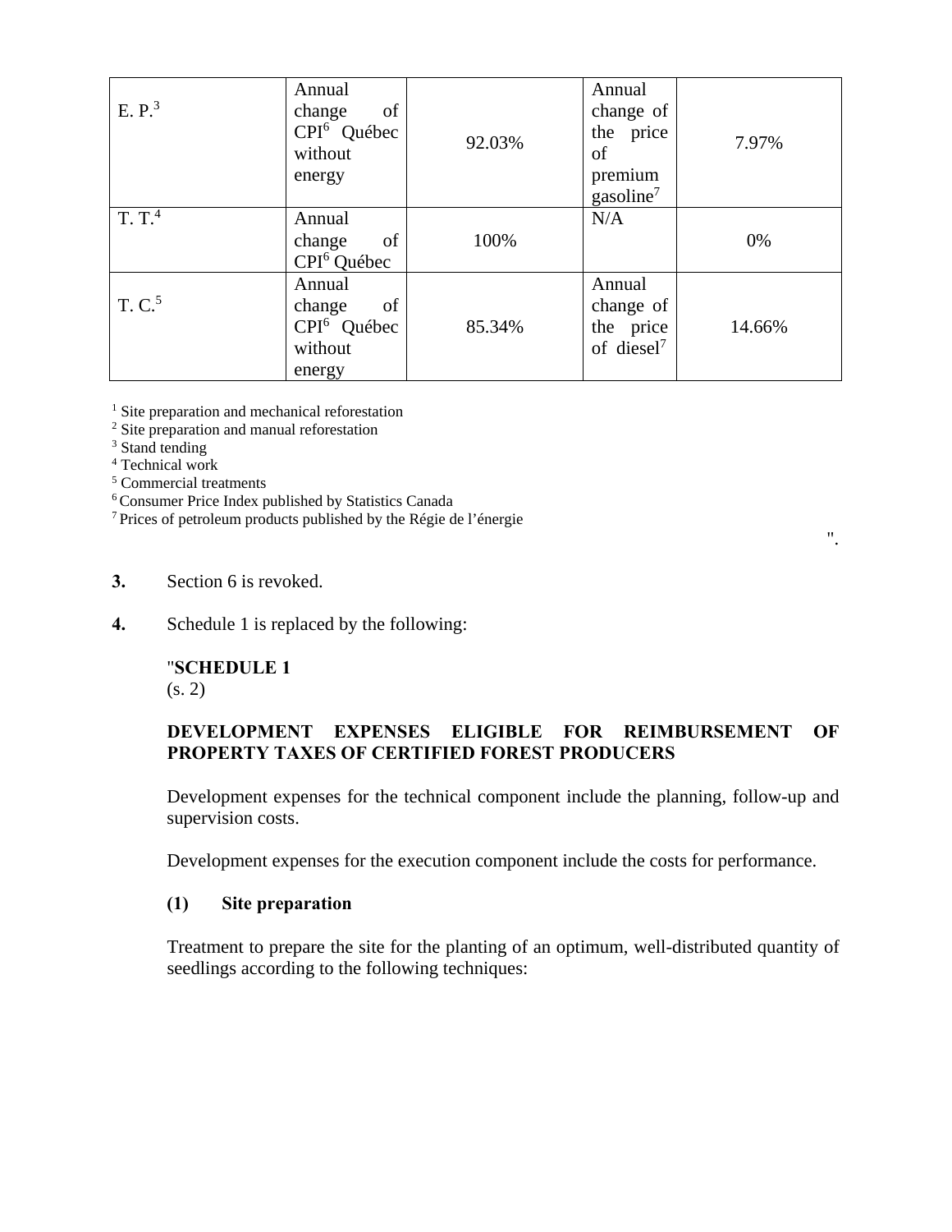| E. P.[3] | Annual change of CPI[6] Québec without energy | 92.03% | Annual change of the price of premium gasoline[7] | 7.97% |
|---|---|---|---|---|
| T. T.[4] | Annual change of CPI[6] Québec | 100% | N/A | 0% |
| T. C.[5] | Annual change of CPI[6] Québec without energy | 85.34% | Annual change of the price of diesel[7] | 14.66% |

[1] Site preparation and mechanical reforestation
[2] Site preparation and manual reforestation
[3] Stand tending
[4] Technical work
[5] Commercial treatments
[6] Consumer Price Index published by Statistics Canada
[7] Prices of petroleum products published by the Régie de l'énergie

".

**3.** Section 6 is revoked.

**4.** Schedule 1 is replaced by the following:

"**SCHEDULE 1**
(s. 2)

**DEVELOPMENT EXPENSES ELIGIBLE FOR REIMBURSEMENT OF PROPERTY TAXES OF CERTIFIED FOREST PRODUCERS**

Development expenses for the technical component include the planning, follow-up and supervision costs.

Development expenses for the execution component include the costs for performance.

**(1) Site preparation**

Treatment to prepare the site for the planting of an optimum, well-distributed quantity of seedlings according to the following techniques: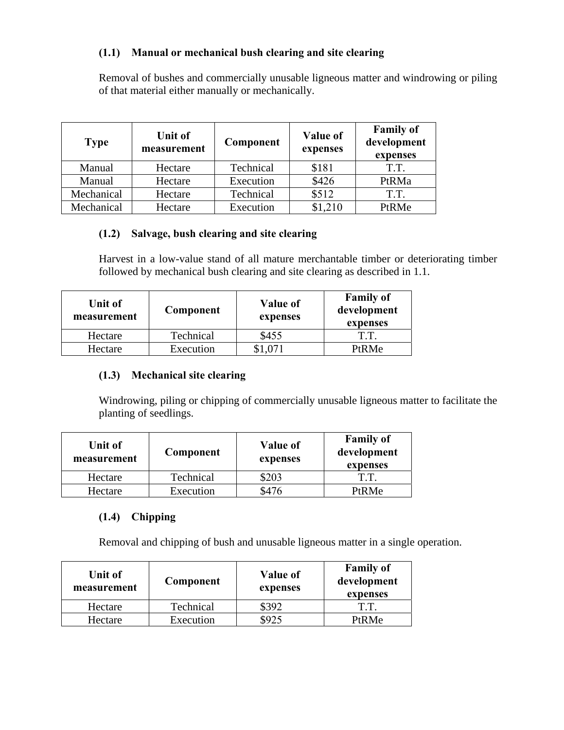### (1.1) Manual or mechanical bush clearing and site clearing

Removal of bushes and commercially unusable ligneous matter and windrowing or piling of that material either manually or mechanically.

| Type | Unit of measurement | Component | Value of expenses | Family of development expenses |
|---|---|---|---|---|
| Manual | Hectare | Technical | $181 | T.T. |
| Manual | Hectare | Execution | $426 | PtRMa |
| Mechanical | Hectare | Technical | $512 | T.T. |
| Mechanical | Hectare | Execution | $1,210 | PtRMe |

### (1.2) Salvage, bush clearing and site clearing

Harvest in a low-value stand of all mature merchantable timber or deteriorating timber followed by mechanical bush clearing and site clearing as described in 1.1.

| Unit of measurement | Component | Value of expenses | Family of development expenses |
|---|---|---|---|
| Hectare | Technical | $455 | T.T. |
| Hectare | Execution | $1,071 | PtRMe |

### (1.3) Mechanical site clearing

Windrowing, piling or chipping of commercially unusable ligneous matter to facilitate the planting of seedlings.

| Unit of measurement | Component | Value of expenses | Family of development expenses |
|---|---|---|---|
| Hectare | Technical | $203 | T.T. |
| Hectare | Execution | $476 | PtRMe |

### (1.4) Chipping

Removal and chipping of bush and unusable ligneous matter in a single operation.

| Unit of measurement | Component | Value of expenses | Family of development expenses |
|---|---|---|---|
| Hectare | Technical | $392 | T.T. |
| Hectare | Execution | $925 | PtRMe |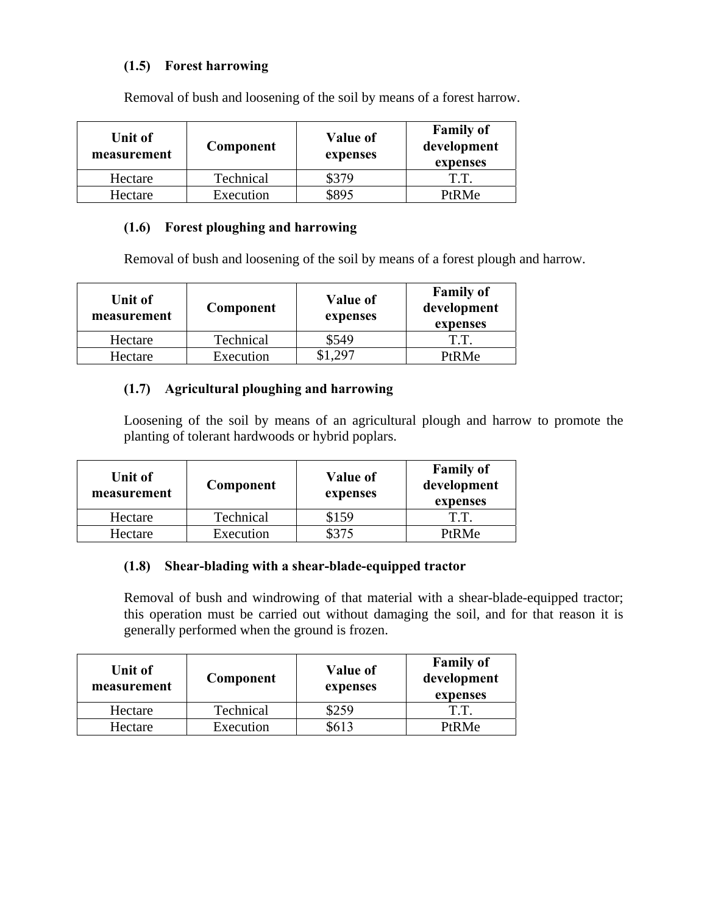### (1.5) Forest harrowing

Removal of bush and loosening of the soil by means of a forest harrow.

| Unit of measurement | Component | Value of expenses | Family of development expenses |
|---|---|---|---|
| Hectare | Technical | $379 | T.T. |
| Hectare | Execution | $895 | PtRMe |

### (1.6) Forest ploughing and harrowing

Removal of bush and loosening of the soil by means of a forest plough and harrow.

| Unit of measurement | Component | Value of expenses | Family of development expenses |
|---|---|---|---|
| Hectare | Technical | $549 | T.T. |
| Hectare | Execution | $1,297 | PtRMe |

### (1.7) Agricultural ploughing and harrowing

Loosening of the soil by means of an agricultural plough and harrow to promote the planting of tolerant hardwoods or hybrid poplars.

| Unit of measurement | Component | Value of expenses | Family of development expenses |
|---|---|---|---|
| Hectare | Technical | $159 | T.T. |
| Hectare | Execution | $375 | PtRMe |

### (1.8) Shear-blading with a shear-blade-equipped tractor

Removal of bush and windrowing of that material with a shear-blade-equipped tractor; this operation must be carried out without damaging the soil, and for that reason it is generally performed when the ground is frozen.

| Unit of measurement | Component | Value of expenses | Family of development expenses |
|---|---|---|---|
| Hectare | Technical | $259 | T.T. |
| Hectare | Execution | $613 | PtRMe |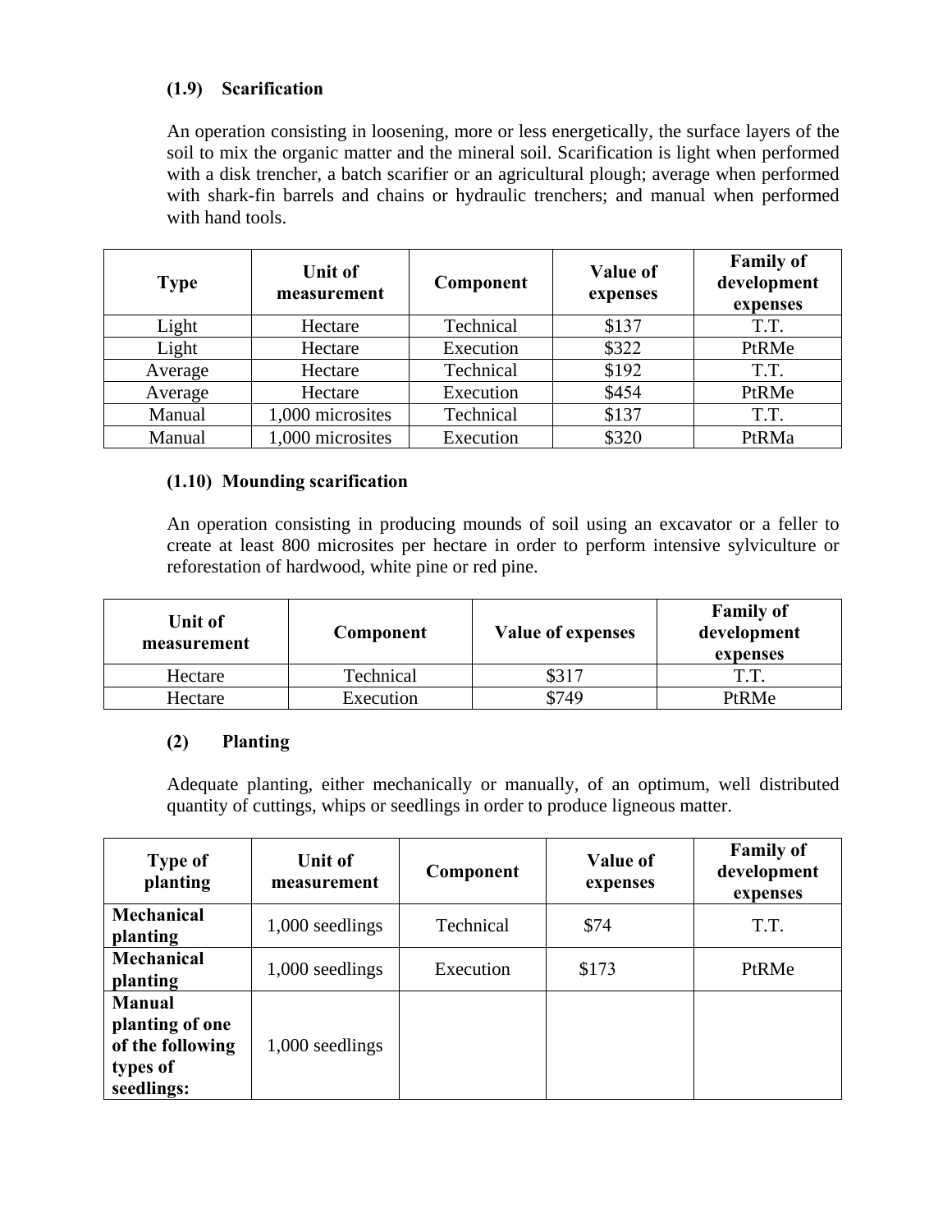### (1.9) Scarification

An operation consisting in loosening, more or less energetically, the surface layers of the soil to mix the organic matter and the mineral soil. Scarification is light when performed with a disk trencher, a batch scarifier or an agricultural plough; average when performed with shark-fin barrels and chains or hydraulic trenchers; and manual when performed with hand tools.

| Type | Unit of measurement | Component | Value of expenses | Family of development expenses |
|---|---|---|---|---|
| Light | Hectare | Technical | $137 | T.T. |
| Light | Hectare | Execution | $322 | PtRMe |
| Average | Hectare | Technical | $192 | T.T. |
| Average | Hectare | Execution | $454 | PtRMe |
| Manual | 1,000 microsites | Technical | $137 | T.T. |
| Manual | 1,000 microsites | Execution | $320 | PtRMa |

### (1.10) Mounding scarification

An operation consisting in producing mounds of soil using an excavator or a feller to create at least 800 microsites per hectare in order to perform intensive sylviculture or reforestation of hardwood, white pine or red pine.

| Unit of measurement | Component | Value of expenses | Family of development expenses |
|---|---|---|---|
| Hectare | Technical | $317 | T.T. |
| Hectare | Execution | $749 | PtRMe |

### (2) Planting

Adequate planting, either mechanically or manually, of an optimum, well distributed quantity of cuttings, whips or seedlings in order to produce ligneous matter.

| Type of planting | Unit of measurement | Component | Value of expenses | Family of development expenses |
|---|---|---|---|---|
| **Mechanical planting** | 1,000 seedlings | Technical | $74 | T.T. |
| **Mechanical planting** | 1,000 seedlings | Execution | $173 | PtRMe |
| **Manual planting of one of the following types of seedlings:** | 1,000 seedlings | | | |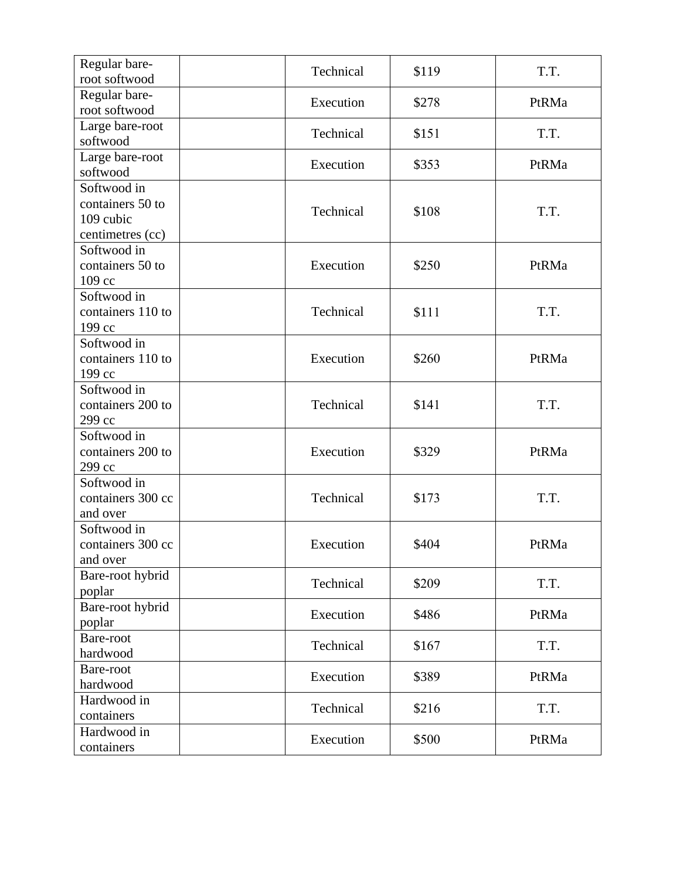| Regular bare-root softwood | | Technical | $119 | T.T. |
|---|---|---|---|---|
| Regular bare-root softwood | | Execution | $278 | PtRMa |
| Large bare-root softwood | | Technical | $151 | T.T. |
| Large bare-root softwood | | Execution | $353 | PtRMa |
| Softwood in containers 50 to 109 cubic centimetres (cc) | | Technical | $108 | T.T. |
| Softwood in containers 50 to 109 cc | | Execution | $250 | PtRMa |
| Softwood in containers 110 to 199 cc | | Technical | $111 | T.T. |
| Softwood in containers 110 to 199 cc | | Execution | $260 | PtRMa |
| Softwood in containers 200 to 299 cc | | Technical | $141 | T.T. |
| Softwood in containers 200 to 299 cc | | Execution | $329 | PtRMa |
| Softwood in containers 300 cc and over | | Technical | $173 | T.T. |
| Softwood in containers 300 cc and over | | Execution | $404 | PtRMa |
| Bare-root hybrid poplar | | Technical | $209 | T.T. |
| Bare-root hybrid poplar | | Execution | $486 | PtRMa |
| Bare-root hardwood | | Technical | $167 | T.T. |
| Bare-root hardwood | | Execution | $389 | PtRMa |
| Hardwood in containers | | Technical | $216 | T.T. |
| Hardwood in containers | | Execution | $500 | PtRMa |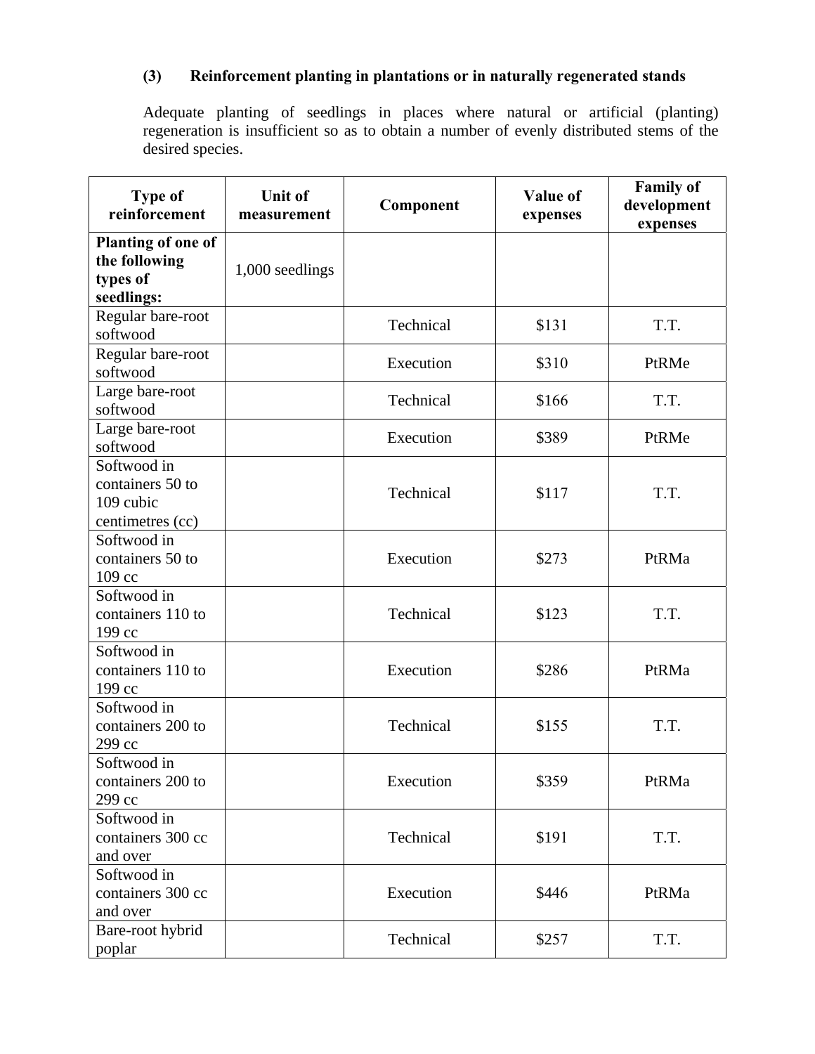### (3) Reinforcement planting in plantations or in naturally regenerated stands

Adequate planting of seedlings in places where natural or artificial (planting) regeneration is insufficient so as to obtain a number of evenly distributed stems of the desired species.

| Type of reinforcement | Unit of measurement | Component | Value of expenses | Family of development expenses |
|---|---|---|---|---|
| **Planting of one of the following types of seedlings:** | 1,000 seedlings | | | |
| Regular bare-root softwood | | Technical | $131 | T.T. |
| Regular bare-root softwood | | Execution | $310 | PtRMe |
| Large bare-root softwood | | Technical | $166 | T.T. |
| Large bare-root softwood | | Execution | $389 | PtRMe |
| Softwood in containers 50 to 109 cubic centimetres (cc) | | Technical | $117 | T.T. |
| Softwood in containers 50 to 109 cc | | Execution | $273 | PtRMa |
| Softwood in containers 110 to 199 cc | | Technical | $123 | T.T. |
| Softwood in containers 110 to 199 cc | | Execution | $286 | PtRMa |
| Softwood in containers 200 to 299 cc | | Technical | $155 | T.T. |
| Softwood in containers 200 to 299 cc | | Execution | $359 | PtRMa |
| Softwood in containers 300 cc and over | | Technical | $191 | T.T. |
| Softwood in containers 300 cc and over | | Execution | $446 | PtRMa |
| Bare-root hybrid poplar | | Technical | $257 | T.T. |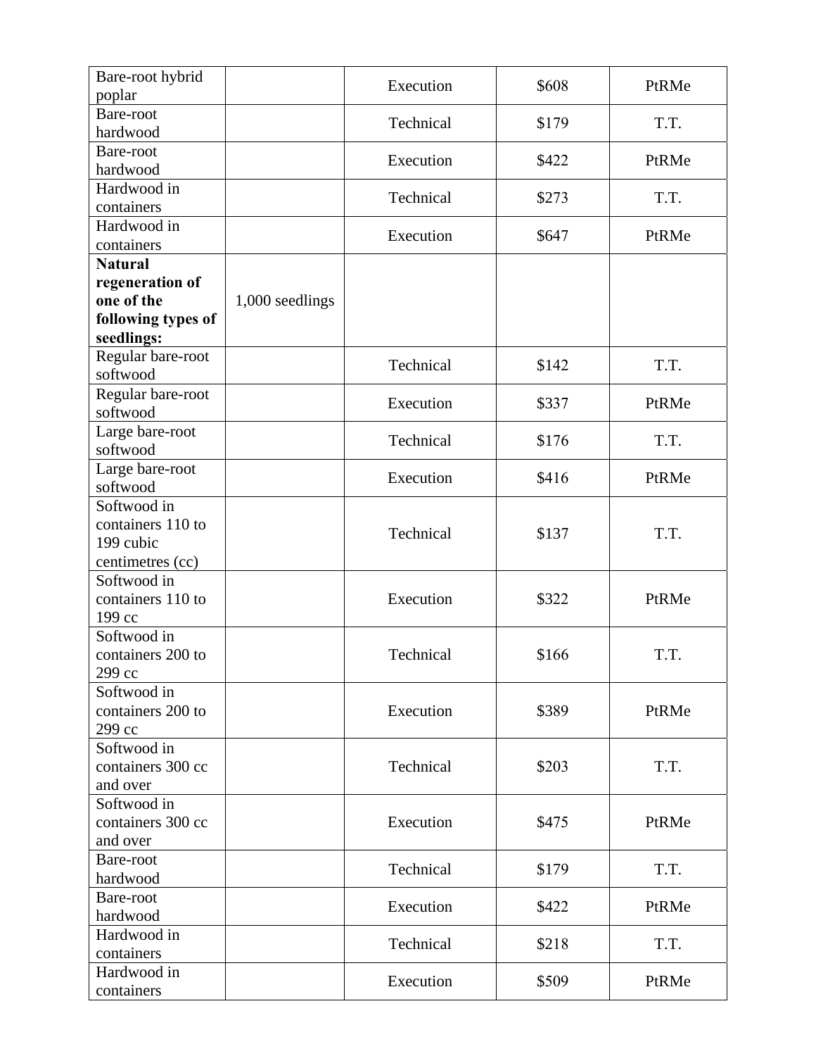| Bare-root hybrid poplar | | Execution | $608 | PtRMe |
|---|---|---|---|---|
| Bare-root hardwood | | Technical | $179 | T.T. |
| Bare-root hardwood | | Execution | $422 | PtRMe |
| Hardwood in containers | | Technical | $273 | T.T. |
| Hardwood in containers | | Execution | $647 | PtRMe |
| **Natural regeneration of one of the following types of seedlings:** | 1,000 seedlings | | | |
| Regular bare-root softwood | | Technical | $142 | T.T. |
| Regular bare-root softwood | | Execution | $337 | PtRMe |
| Large bare-root softwood | | Technical | $176 | T.T. |
| Large bare-root softwood | | Execution | $416 | PtRMe |
| Softwood in containers 110 to 199 cubic centimetres (cc) | | Technical | $137 | T.T. |
| Softwood in containers 110 to 199 cc | | Execution | $322 | PtRMe |
| Softwood in containers 200 to 299 cc | | Technical | $166 | T.T. |
| Softwood in containers 200 to 299 cc | | Execution | $389 | PtRMe |
| Softwood in containers 300 cc and over | | Technical | $203 | T.T. |
| Softwood in containers 300 cc and over | | Execution | $475 | PtRMe |
| Bare-root hardwood | | Technical | $179 | T.T. |
| Bare-root hardwood | | Execution | $422 | PtRMe |
| Hardwood in containers | | Technical | $218 | T.T. |
| Hardwood in containers | | Execution | $509 | PtRMe |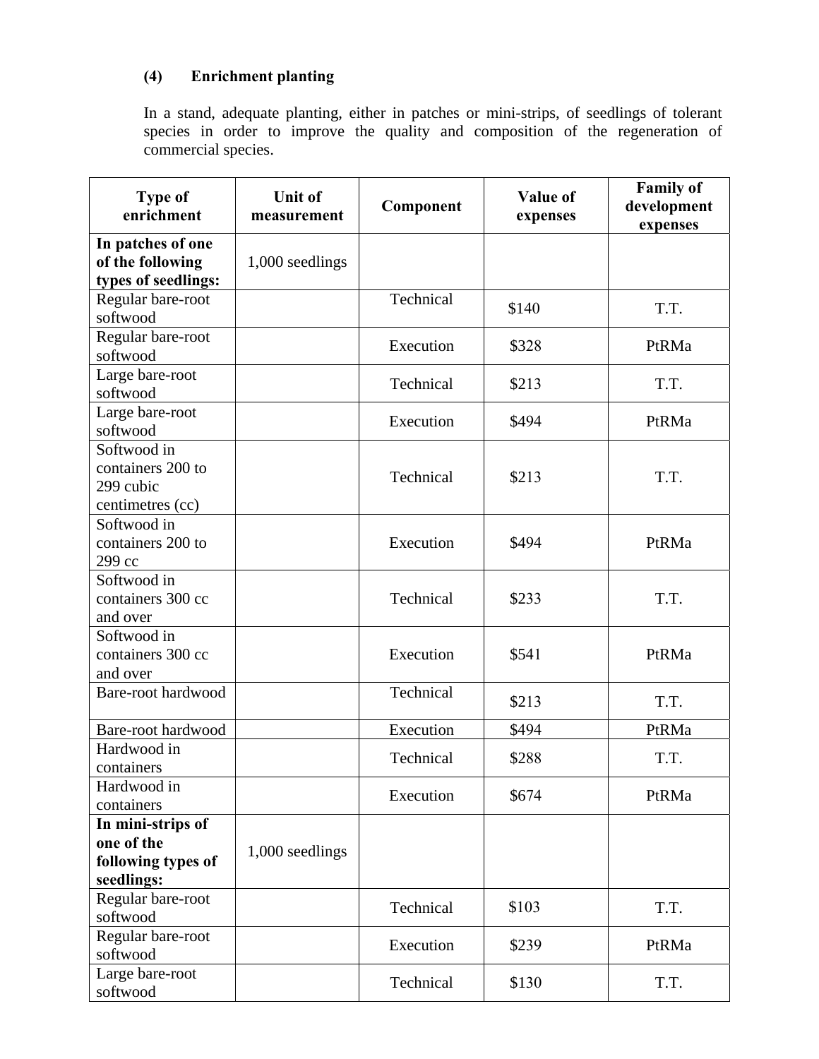**(4) Enrichment planting**

In a stand, adequate planting, either in patches or mini-strips, of seedlings of tolerant species in order to improve the quality and composition of the regeneration of commercial species.

| Type of enrichment | Unit of measurement | Component | Value of expenses | Family of development expenses |
|---|---|---|---|---|
| **In patches of one of the following types of seedlings:** | 1,000 seedlings | | | |
| Regular bare-root softwood | | Technical | $140 | T.T. |
| Regular bare-root softwood | | Execution | $328 | PtRMa |
| Large bare-root softwood | | Technical | $213 | T.T. |
| Large bare-root softwood | | Execution | $494 | PtRMa |
| Softwood in containers 200 to 299 cubic centimetres (cc) | | Technical | $213 | T.T. |
| Softwood in containers 200 to 299 cc | | Execution | $494 | PtRMa |
| Softwood in containers 300 cc and over | | Technical | $233 | T.T. |
| Softwood in containers 300 cc and over | | Execution | $541 | PtRMa |
| Bare-root hardwood | | Technical | $213 | T.T. |
| Bare-root hardwood | | Execution | $494 | PtRMa |
| Hardwood in containers | | Technical | $288 | T.T. |
| Hardwood in containers | | Execution | $674 | PtRMa |
| **In mini-strips of one of the following types of seedlings:** | 1,000 seedlings | | | |
| Regular bare-root softwood | | Technical | $103 | T.T. |
| Regular bare-root softwood | | Execution | $239 | PtRMa |
| Large bare-root softwood | | Technical | $130 | T.T. |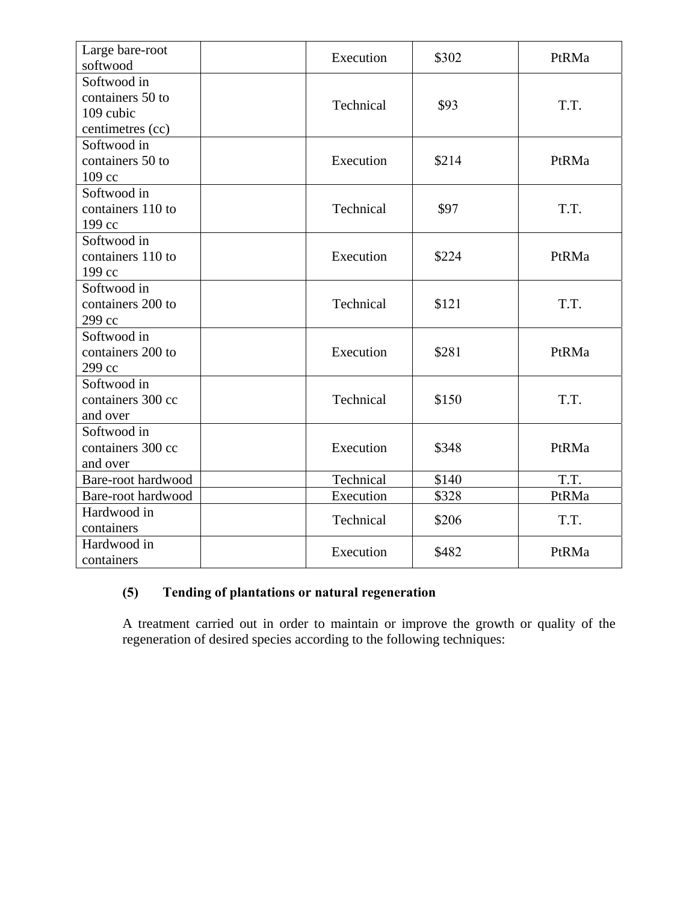| | | | | |
|---|---|---|---|---|
| Large bare-root softwood | | Execution | $302 | PtRMa |
| Softwood in containers 50 to 109 cubic centimetres (cc) | | Technical | $93 | T.T. |
| Softwood in containers 50 to 109 cc | | Execution | $214 | PtRMa |
| Softwood in containers 110 to 199 cc | | Technical | $97 | T.T. |
| Softwood in containers 110 to 199 cc | | Execution | $224 | PtRMa |
| Softwood in containers 200 to 299 cc | | Technical | $121 | T.T. |
| Softwood in containers 200 to 299 cc | | Execution | $281 | PtRMa |
| Softwood in containers 300 cc and over | | Technical | $150 | T.T. |
| Softwood in containers 300 cc and over | | Execution | $348 | PtRMa |
| Bare-root hardwood | | Technical | $140 | T.T. |
| Bare-root hardwood | | Execution | $328 | PtRMa |
| Hardwood in containers | | Technical | $206 | T.T. |
| Hardwood in containers | | Execution | $482 | PtRMa |

**(5) Tending of plantations or natural regeneration**

A treatment carried out in order to maintain or improve the growth or quality of the regeneration of desired species according to the following techniques: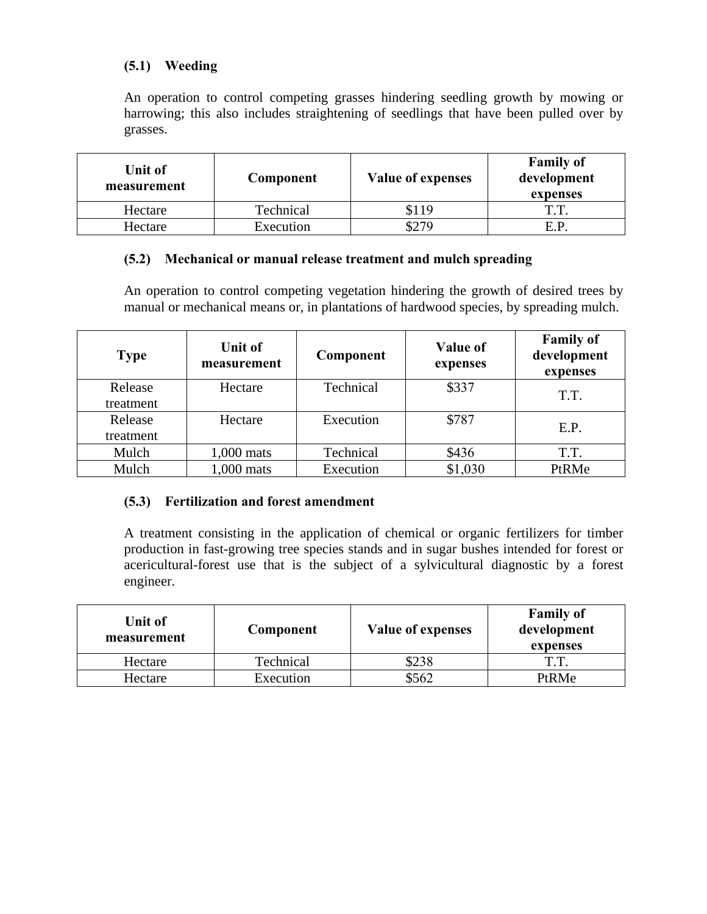### (5.1) Weeding

An operation to control competing grasses hindering seedling growth by mowing or harrowing; this also includes straightening of seedlings that have been pulled over by grasses.

| Unit of measurement | Component | Value of expenses | Family of development expenses |
|---|---|---|---|
| Hectare | Technical | $119 | T.T. |
| Hectare | Execution | $279 | E.P. |

### (5.2) Mechanical or manual release treatment and mulch spreading

An operation to control competing vegetation hindering the growth of desired trees by manual or mechanical means or, in plantations of hardwood species, by spreading mulch.

| Type | Unit of measurement | Component | Value of expenses | Family of development expenses |
|---|---|---|---|---|
| Release treatment | Hectare | Technical | $337 | T.T. |
| Release treatment | Hectare | Execution | $787 | E.P. |
| Mulch | 1,000 mats | Technical | $436 | T.T. |
| Mulch | 1,000 mats | Execution | $1,030 | PtRMe |

### (5.3) Fertilization and forest amendment

A treatment consisting in the application of chemical or organic fertilizers for timber production in fast-growing tree species stands and in sugar bushes intended for forest or acericultural-forest use that is the subject of a sylvicultural diagnostic by a forest engineer.

| Unit of measurement | Component | Value of expenses | Family of development expenses |
|---|---|---|---|
| Hectare | Technical | $238 | T.T. |
| Hectare | Execution | $562 | PtRMe |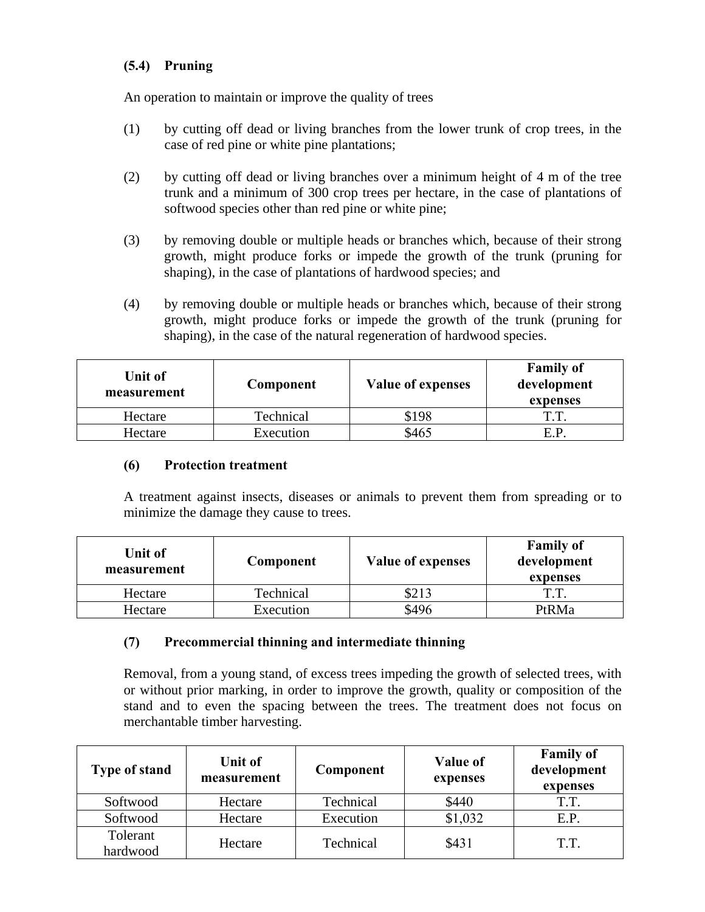### (5.4) Pruning

An operation to maintain or improve the quality of trees

(1) by cutting off dead or living branches from the lower trunk of crop trees, in the case of red pine or white pine plantations;

(2) by cutting off dead or living branches over a minimum height of 4 m of the tree trunk and a minimum of 300 crop trees per hectare, in the case of plantations of softwood species other than red pine or white pine;

(3) by removing double or multiple heads or branches which, because of their strong growth, might produce forks or impede the growth of the trunk (pruning for shaping), in the case of plantations of hardwood species; and

(4) by removing double or multiple heads or branches which, because of their strong growth, might produce forks or impede the growth of the trunk (pruning for shaping), in the case of the natural regeneration of hardwood species.

| Unit of measurement | Component | Value of expenses | Family of development expenses |
|---|---|---|---|
| Hectare | Technical | $198 | T.T. |
| Hectare | Execution | $465 | E.P. |

### (6) Protection treatment

A treatment against insects, diseases or animals to prevent them from spreading or to minimize the damage they cause to trees.

| Unit of measurement | Component | Value of expenses | Family of development expenses |
|---|---|---|---|
| Hectare | Technical | $213 | T.T. |
| Hectare | Execution | $496 | PtRMa |

### (7) Precommercial thinning and intermediate thinning

Removal, from a young stand, of excess trees impeding the growth of selected trees, with or without prior marking, in order to improve the growth, quality or composition of the stand and to even the spacing between the trees. The treatment does not focus on merchantable timber harvesting.

| Type of stand | Unit of measurement | Component | Value of expenses | Family of development expenses |
|---|---|---|---|---|
| Softwood | Hectare | Technical | $440 | T.T. |
| Softwood | Hectare | Execution | $1,032 | E.P. |
| Tolerant hardwood | Hectare | Technical | $431 | T.T. |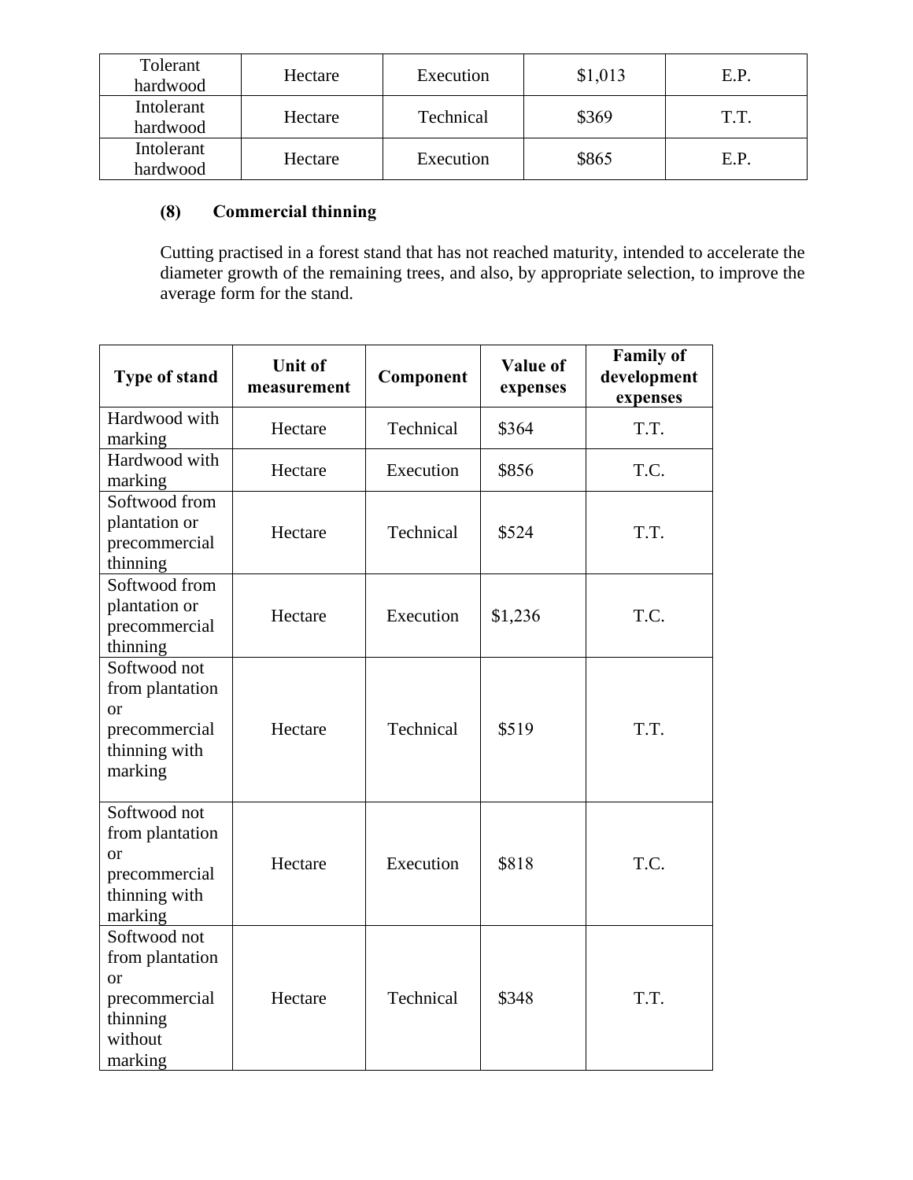| Tolerant hardwood | Hectare | Execution | $1,013 | E.P. |
| --- | --- | --- | --- | --- |
| Intolerant hardwood | Hectare | Technical | $369 | T.T. |
| Intolerant hardwood | Hectare | Execution | $865 | E.P. |

**(8) Commercial thinning**

Cutting practised in a forest stand that has not reached maturity, intended to accelerate the diameter growth of the remaining trees, and also, by appropriate selection, to improve the average form for the stand.

| Type of stand | Unit of measurement | Component | Value of expenses | Family of development expenses |
| --- | --- | --- | --- | --- |
| Hardwood with marking | Hectare | Technical | $364 | T.T. |
| Hardwood with marking | Hectare | Execution | $856 | T.C. |
| Softwood from plantation or precommercial thinning | Hectare | Technical | $524 | T.T. |
| Softwood from plantation or precommercial thinning | Hectare | Execution | $1,236 | T.C. |
| Softwood not from plantation or precommercial thinning with marking | Hectare | Technical | $519 | T.T. |
| Softwood not from plantation or precommercial thinning with marking | Hectare | Execution | $818 | T.C. |
| Softwood not from plantation or precommercial thinning without marking | Hectare | Technical | $348 | T.T. |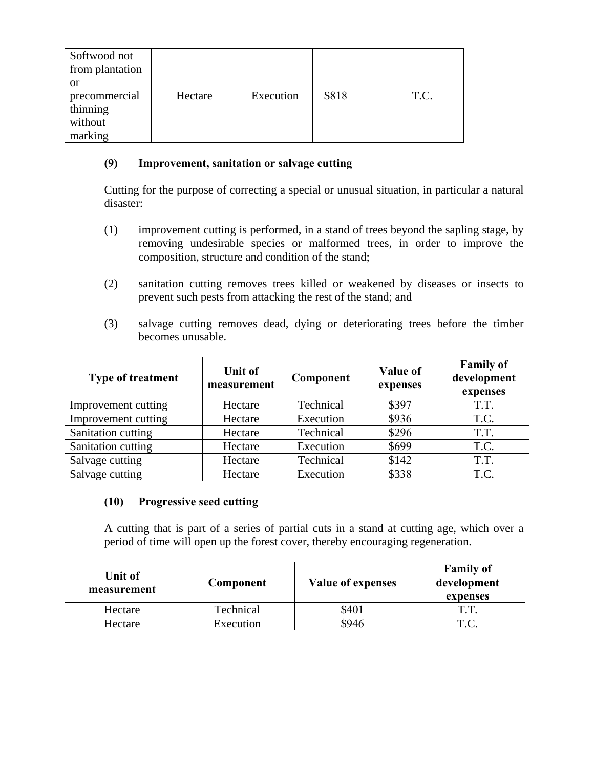| Softwood not from plantation or precommercial thinning without marking | Hectare | Execution | $818 | T.C. |
|---|---|---|---|---|

**(9) Improvement, sanitation or salvage cutting**

Cutting for the purpose of correcting a special or unusual situation, in particular a natural disaster:

(1) improvement cutting is performed, in a stand of trees beyond the sapling stage, by removing undesirable species or malformed trees, in order to improve the composition, structure and condition of the stand;

(2) sanitation cutting removes trees killed or weakened by diseases or insects to prevent such pests from attacking the rest of the stand; and

(3) salvage cutting removes dead, dying or deteriorating trees before the timber becomes unusable.

| Type of treatment | Unit of measurement | Component | Value of expenses | Family of development expenses |
|---|---|---|---|---|
| Improvement cutting | Hectare | Technical | $397 | T.T. |
| Improvement cutting | Hectare | Execution | $936 | T.C. |
| Sanitation cutting | Hectare | Technical | $296 | T.T. |
| Sanitation cutting | Hectare | Execution | $699 | T.C. |
| Salvage cutting | Hectare | Technical | $142 | T.T. |
| Salvage cutting | Hectare | Execution | $338 | T.C. |

**(10) Progressive seed cutting**

A cutting that is part of a series of partial cuts in a stand at cutting age, which over a period of time will open up the forest cover, thereby encouraging regeneration.

| Unit of measurement | Component | Value of expenses | Family of development expenses |
|---|---|---|---|
| Hectare | Technical | $401 | T.T. |
| Hectare | Execution | $946 | T.C. |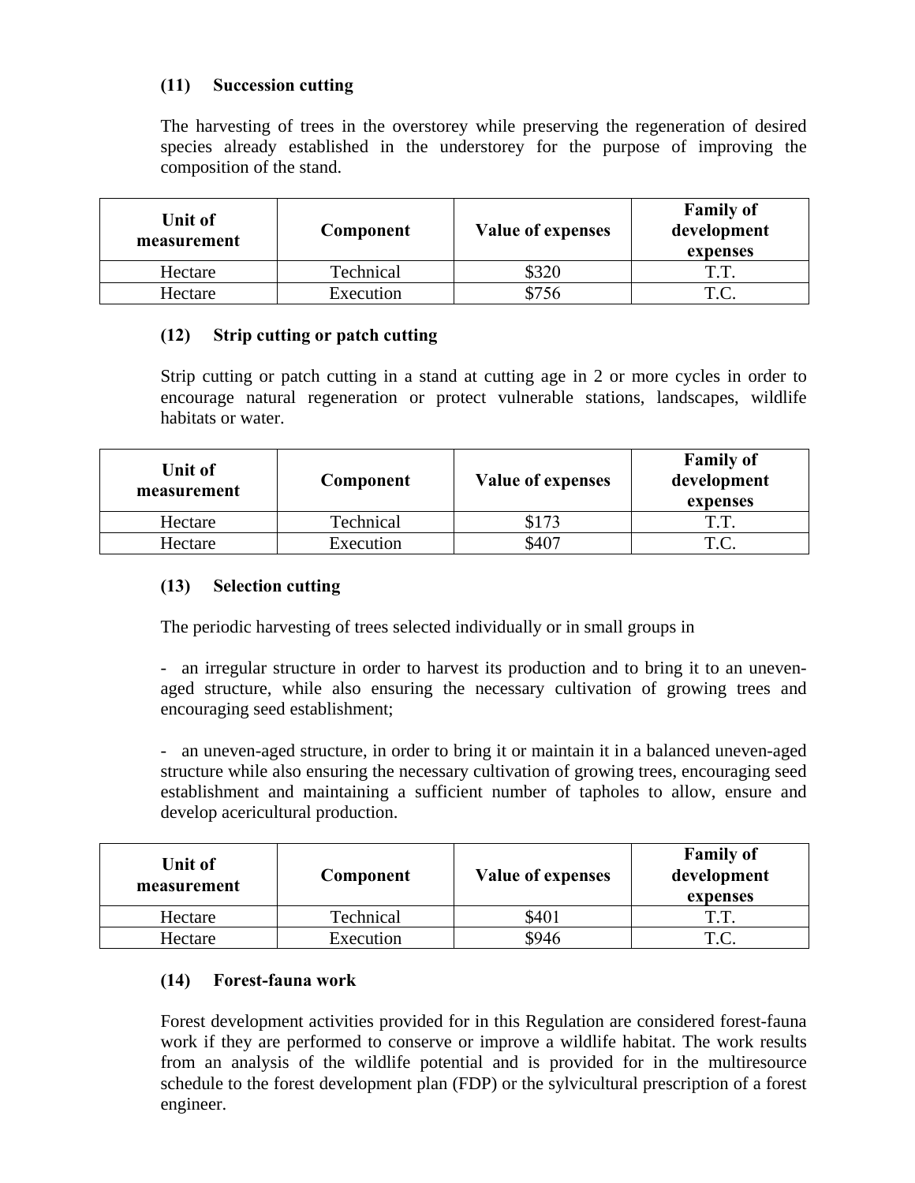### (11) Succession cutting

The harvesting of trees in the overstorey while preserving the regeneration of desired species already established in the understorey for the purpose of improving the composition of the stand.

| Unit of measurement | Component | Value of expenses | Family of development expenses |
|---|---|---|---|
| Hectare | Technical | $320 | T.T. |
| Hectare | Execution | $756 | T.C. |

### (12) Strip cutting or patch cutting

Strip cutting or patch cutting in a stand at cutting age in 2 or more cycles in order to encourage natural regeneration or protect vulnerable stations, landscapes, wildlife habitats or water.

| Unit of measurement | Component | Value of expenses | Family of development expenses |
|---|---|---|---|
| Hectare | Technical | $173 | T.T. |
| Hectare | Execution | $407 | T.C. |

### (13) Selection cutting

The periodic harvesting of trees selected individually or in small groups in

- an irregular structure in order to harvest its production and to bring it to an uneven-aged structure, while also ensuring the necessary cultivation of growing trees and encouraging seed establishment;

- an uneven-aged structure, in order to bring it or maintain it in a balanced uneven-aged structure while also ensuring the necessary cultivation of growing trees, encouraging seed establishment and maintaining a sufficient number of tapholes to allow, ensure and develop acericultural production.

| Unit of measurement | Component | Value of expenses | Family of development expenses |
|---|---|---|---|
| Hectare | Technical | $401 | T.T. |
| Hectare | Execution | $946 | T.C. |

### (14) Forest-fauna work

Forest development activities provided for in this Regulation are considered forest-fauna work if they are performed to conserve or improve a wildlife habitat. The work results from an analysis of the wildlife potential and is provided for in the multiresource schedule to the forest development plan (FDP) or the sylvicultural prescription of a forest engineer.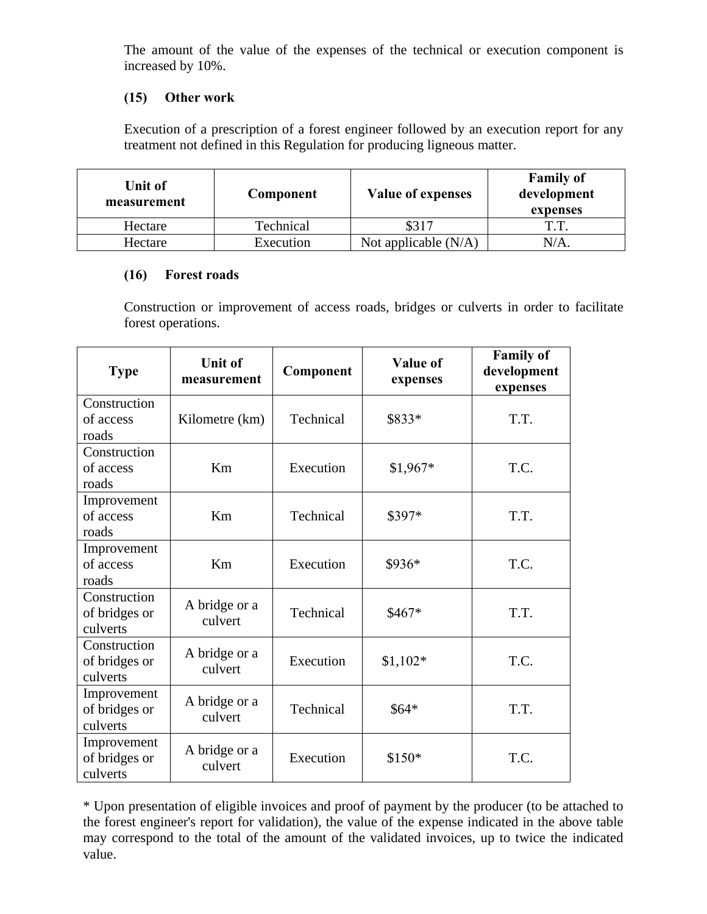The amount of the value of the expenses of the technical or execution component is increased by 10%.

**(15) Other work**

Execution of a prescription of a forest engineer followed by an execution report for any treatment not defined in this Regulation for producing ligneous matter.

| Unit of measurement | Component | Value of expenses | Family of development expenses |
|---|---|---|---|
| Hectare | Technical | $317 | T.T. |
| Hectare | Execution | Not applicable (N/A) | N/A. |

**(16) Forest roads**

Construction or improvement of access roads, bridges or culverts in order to facilitate forest operations.

| Type | Unit of measurement | Component | Value of expenses | Family of development expenses |
|---|---|---|---|---|
| Construction of access roads | Kilometre (km) | Technical | $833* | T.T. |
| Construction of access roads | Km | Execution | $1,967* | T.C. |
| Improvement of access roads | Km | Technical | $397* | T.T. |
| Improvement of access roads | Km | Execution | $936* | T.C. |
| Construction of bridges or culverts | A bridge or a culvert | Technical | $467* | T.T. |
| Construction of bridges or culverts | A bridge or a culvert | Execution | $1,102* | T.C. |
| Improvement of bridges or culverts | A bridge or a culvert | Technical | $64* | T.T. |
| Improvement of bridges or culverts | A bridge or a culvert | Execution | $150* | T.C. |

* Upon presentation of eligible invoices and proof of payment by the producer (to be attached to the forest engineer's report for validation), the value of the expense indicated in the above table may correspond to the total of the amount of the validated invoices, up to twice the indicated value.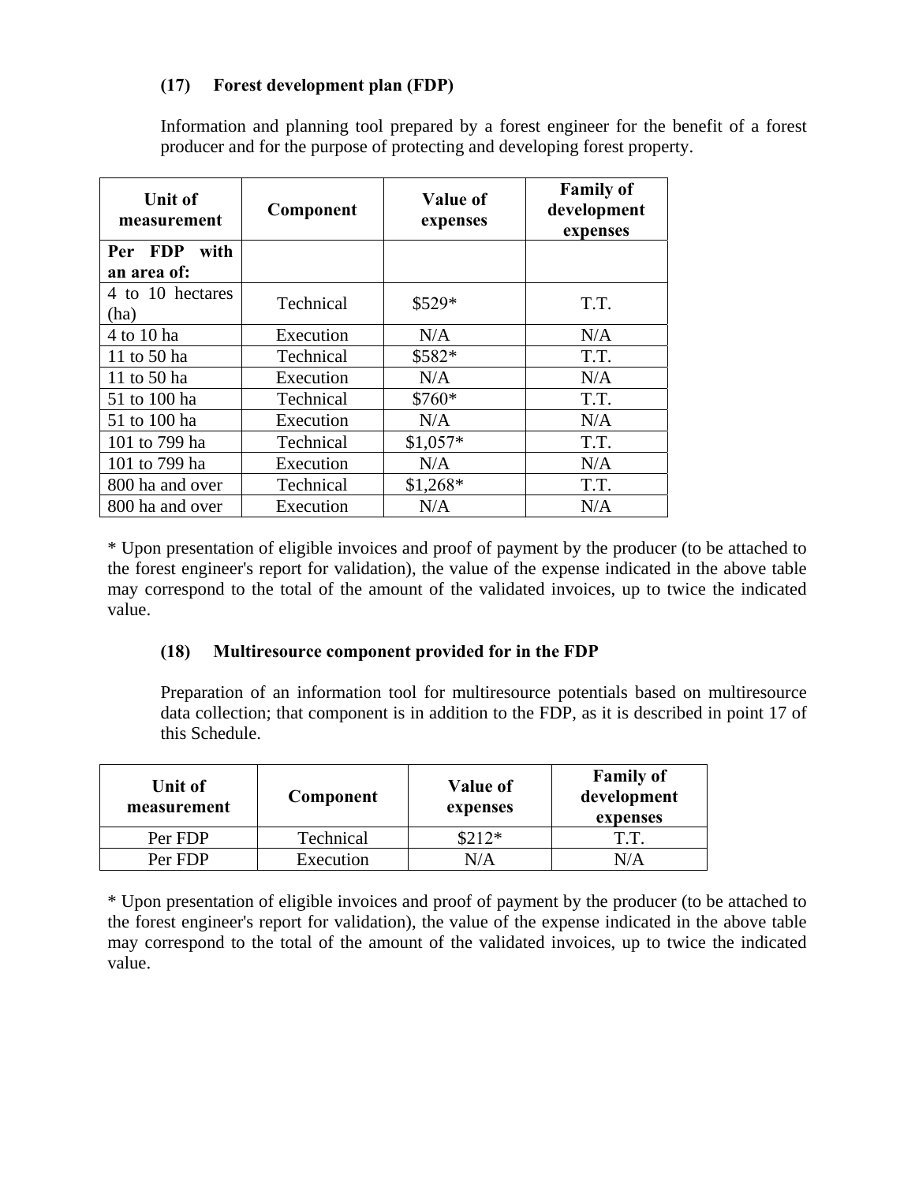### (17) Forest development plan (FDP)

Information and planning tool prepared by a forest engineer for the benefit of a forest producer and for the purpose of protecting and developing forest property.

| Unit of measurement | Component | Value of expenses | Family of development expenses |
|---|---|---|---|
| **Per FDP with an area of:** | | | |
| 4 to 10 hectares (ha) | Technical | $529* | T.T. |
| 4 to 10 ha | Execution | N/A | N/A |
| 11 to 50 ha | Technical | $582* | T.T. |
| 11 to 50 ha | Execution | N/A | N/A |
| 51 to 100 ha | Technical | $760* | T.T. |
| 51 to 100 ha | Execution | N/A | N/A |
| 101 to 799 ha | Technical | $1,057* | T.T. |
| 101 to 799 ha | Execution | N/A | N/A |
| 800 ha and over | Technical | $1,268* | T.T. |
| 800 ha and over | Execution | N/A | N/A |

* Upon presentation of eligible invoices and proof of payment by the producer (to be attached to the forest engineer's report for validation), the value of the expense indicated in the above table may correspond to the total of the amount of the validated invoices, up to twice the indicated value.

### (18) Multiresource component provided for in the FDP

Preparation of an information tool for multiresource potentials based on multiresource data collection; that component is in addition to the FDP, as it is described in point 17 of this Schedule.

| Unit of measurement | Component | Value of expenses | Family of development expenses |
|---|---|---|---|
| Per FDP | Technical | $212* | T.T. |
| Per FDP | Execution | N/A | N/A |

* Upon presentation of eligible invoices and proof of payment by the producer (to be attached to the forest engineer's report for validation), the value of the expense indicated in the above table may correspond to the total of the amount of the validated invoices, up to twice the indicated value.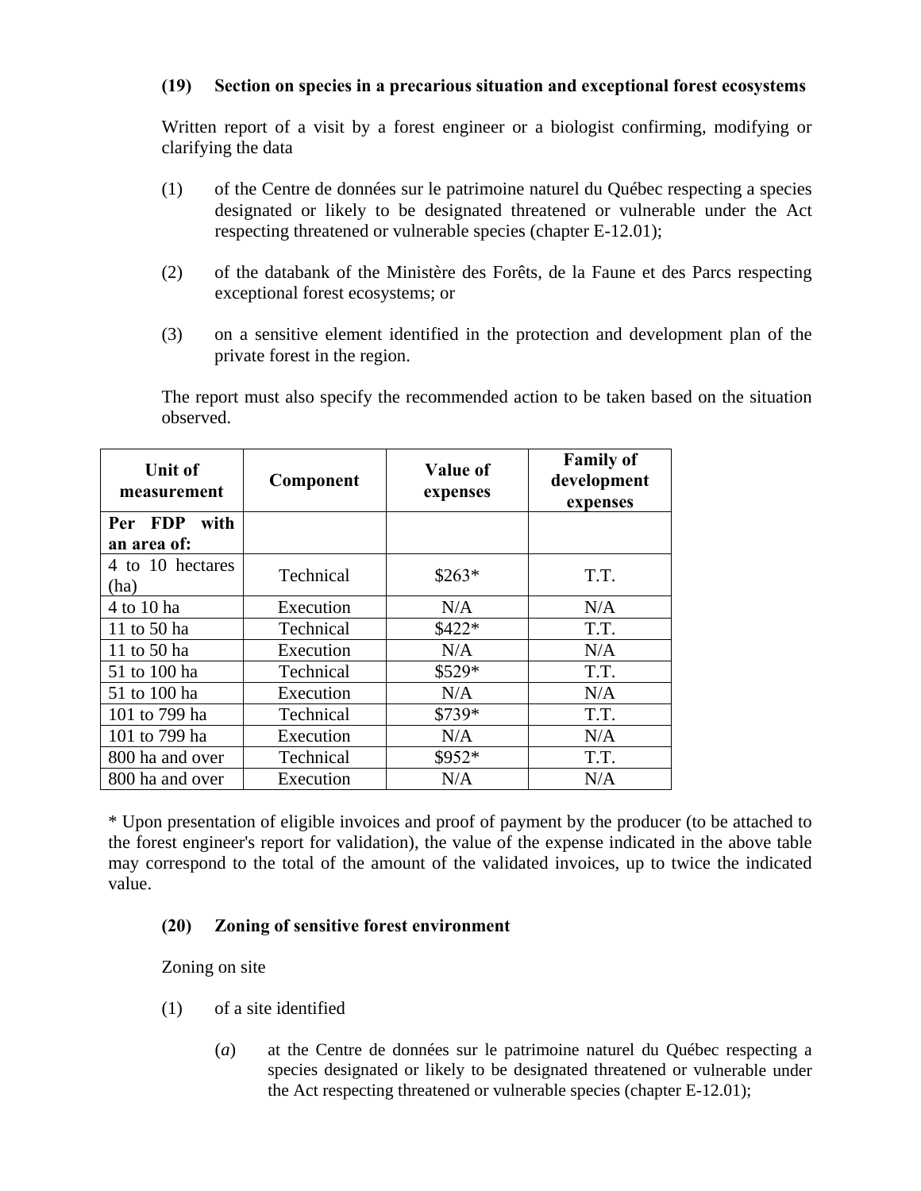**(19) Section on species in a precarious situation and exceptional forest ecosystems**

Written report of a visit by a forest engineer or a biologist confirming, modifying or clarifying the data

(1) of the Centre de données sur le patrimoine naturel du Québec respecting a species designated or likely to be designated threatened or vulnerable under the Act respecting threatened or vulnerable species (chapter E-12.01);

(2) of the databank of the Ministère des Forêts, de la Faune et des Parcs respecting exceptional forest ecosystems; or

(3) on a sensitive element identified in the protection and development plan of the private forest in the region.

The report must also specify the recommended action to be taken based on the situation observed.

| Unit of measurement | Component | Value of expenses | Family of development expenses |
|---|---|---|---|
| **Per FDP with an area of:** | | | |
| 4 to 10 hectares (ha) | Technical | $263* | T.T. |
| 4 to 10 ha | Execution | N/A | N/A |
| 11 to 50 ha | Technical | $422* | T.T. |
| 11 to 50 ha | Execution | N/A | N/A |
| 51 to 100 ha | Technical | $529* | T.T. |
| 51 to 100 ha | Execution | N/A | N/A |
| 101 to 799 ha | Technical | $739* | T.T. |
| 101 to 799 ha | Execution | N/A | N/A |
| 800 ha and over | Technical | $952* | T.T. |
| 800 ha and over | Execution | N/A | N/A |

* Upon presentation of eligible invoices and proof of payment by the producer (to be attached to the forest engineer's report for validation), the value of the expense indicated in the above table may correspond to the total of the amount of the validated invoices, up to twice the indicated value.

**(20) Zoning of sensitive forest environment**

Zoning on site

(1) of a site identified

(*a*) at the Centre de données sur le patrimoine naturel du Québec respecting a species designated or likely to be designated threatened or vulnerable under the Act respecting threatened or vulnerable species (chapter E-12.01);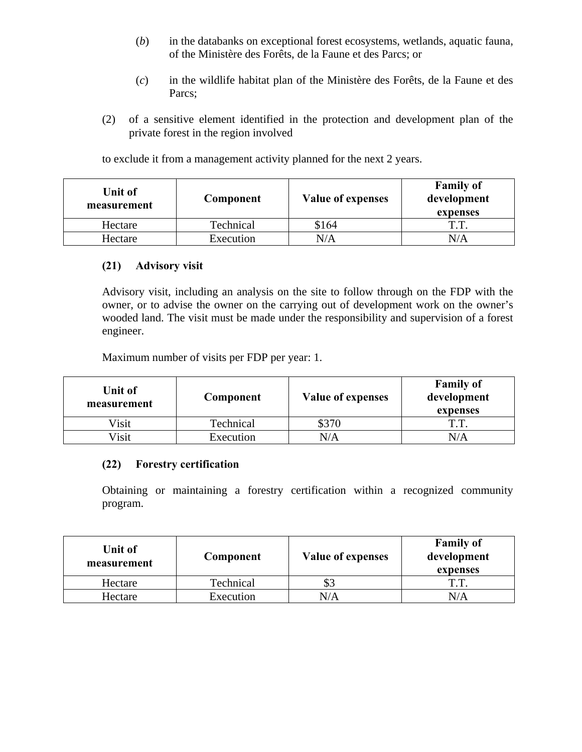(*b*) in the databanks on exceptional forest ecosystems, wetlands, aquatic fauna, of the Ministère des Forêts, de la Faune et des Parcs; or

(*c*) in the wildlife habitat plan of the Ministère des Forêts, de la Faune et des Parcs;

(2) of a sensitive element identified in the protection and development plan of the private forest in the region involved

to exclude it from a management activity planned for the next 2 years.

| Unit of measurement | Component | Value of expenses | Family of development expenses |
|---|---|---|---|
| Hectare | Technical | $164 | T.T. |
| Hectare | Execution | N/A | N/A |

**(21) Advisory visit**

Advisory visit, including an analysis on the site to follow through on the FDP with the owner, or to advise the owner on the carrying out of development work on the owner's wooded land. The visit must be made under the responsibility and supervision of a forest engineer.

Maximum number of visits per FDP per year: 1.

| Unit of measurement | Component | Value of expenses | Family of development expenses |
|---|---|---|---|
| Visit | Technical | $370 | T.T. |
| Visit | Execution | N/A | N/A |

**(22) Forestry certification**

Obtaining or maintaining a forestry certification within a recognized community program.

| Unit of measurement | Component | Value of expenses | Family of development expenses |
|---|---|---|---|
| Hectare | Technical | $3 | T.T. |
| Hectare | Execution | N/A | N/A |